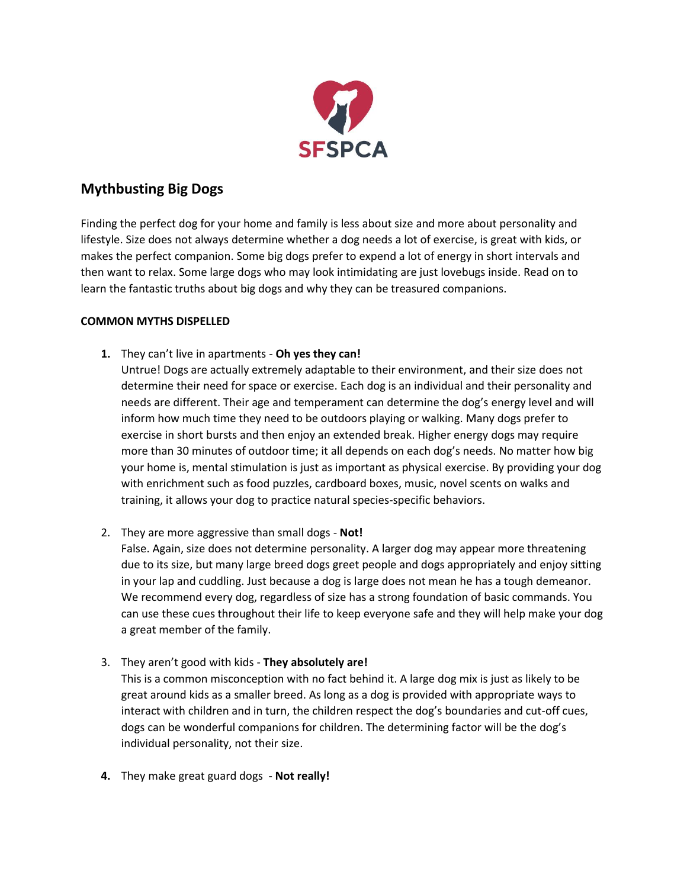SFSPCA

## Mythbusting Big Dogs

Finding the perfect dog for your home and family is less about size and more about personality and lifestyle. Size does not always determine whether a dog needs a lot of exercise, is great with kids, or makes the perfect companion. Some big dogs prefer to expend a lot of energy in short intervals and then want to relax. Some large dogs who may look intimidating are just lovebugs inside. Read on to learn the fantastic truths about big dogs and why they can be treasured companions.

**COMMON MYTHS DISPELLED**

1. They can't live in apartments - **Oh yes they can!**
   Untrue! Dogs are actually extremely adaptable to their environment, and their size does not determine their need for space or exercise. Each dog is an individual and their personality and needs are different. Their age and temperament can determine the dog's energy level and will inform how much time they need to be outdoors playing or walking. Many dogs prefer to exercise in short bursts and then enjoy an extended break. Higher energy dogs may require more than 30 minutes of outdoor time; it all depends on each dog's needs. No matter how big your home is, mental stimulation is just as important as physical exercise. By providing your dog with enrichment such as food puzzles, cardboard boxes, music, novel scents on walks and training, it allows your dog to practice natural species-specific behaviors.

2. They are more aggressive than small dogs - **Not!**
   False. Again, size does not determine personality. A larger dog may appear more threatening due to its size, but many large breed dogs greet people and dogs appropriately and enjoy sitting in your lap and cuddling. Just because a dog is large does not mean he has a tough demeanor. We recommend every dog, regardless of size has a strong foundation of basic commands. You can use these cues throughout their life to keep everyone safe and they will help make your dog a great member of the family.

3. They aren't good with kids - **They absolutely are!**
   This is a common misconception with no fact behind it. A large dog mix is just as likely to be great around kids as a smaller breed. As long as a dog is provided with appropriate ways to interact with children and in turn, the children respect the dog's boundaries and cut-off cues, dogs can be wonderful companions for children. The determining factor will be the dog's individual personality, not their size.

4. They make great guard dogs - **Not really!**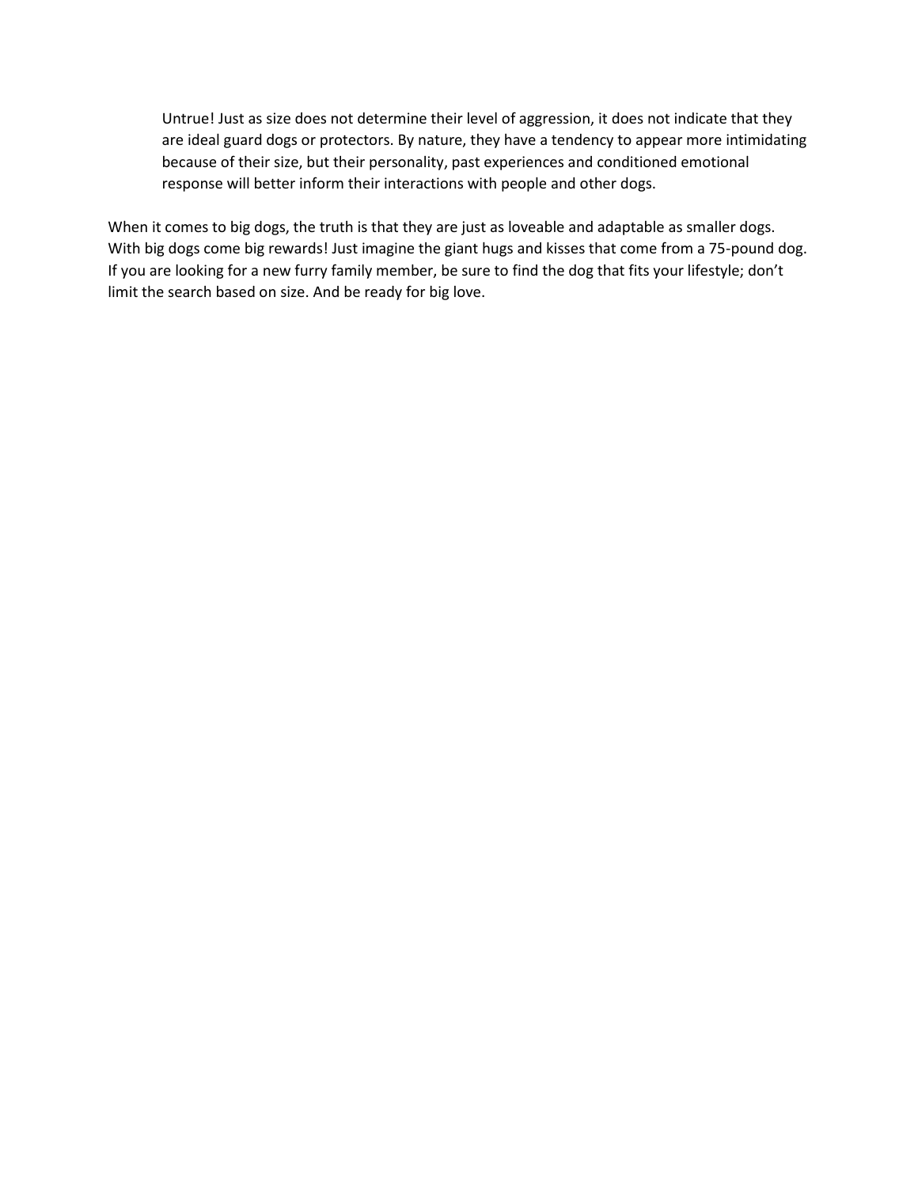Untrue! Just as size does not determine their level of aggression, it does not indicate that they are ideal guard dogs or protectors. By nature, they have a tendency to appear more intimidating because of their size, but their personality, past experiences and conditioned emotional response will better inform their interactions with people and other dogs.

When it comes to big dogs, the truth is that they are just as loveable and adaptable as smaller dogs. With big dogs come big rewards! Just imagine the giant hugs and kisses that come from a 75-pound dog. If you are looking for a new furry family member, be sure to find the dog that fits your lifestyle; don't limit the search based on size. And be ready for big love.